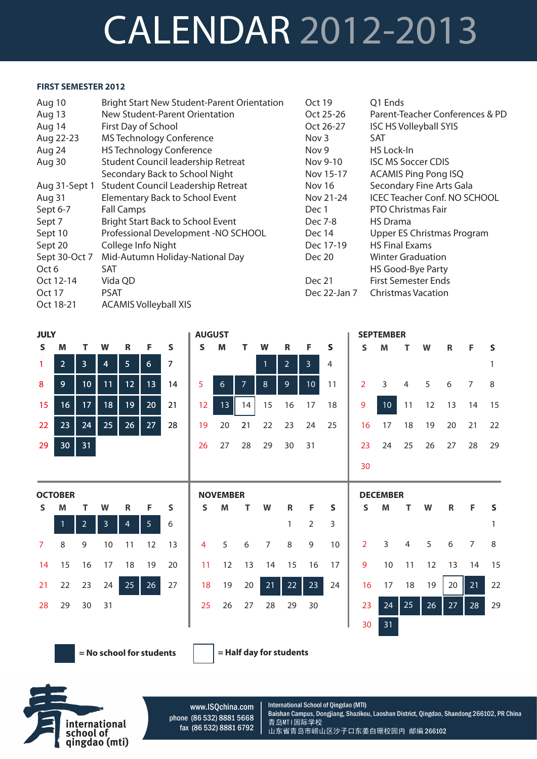# CALENDAR 2012-2013

## FIRST SEMESTER 2012

| Date | Event |
|---|---|
| Aug 10 | Bright Start New Student-Parent Orientation |
| Aug 13 | New Student-Parent Orientation |
| Aug 14 | First Day of School |
| Aug 22-23 | MS Technology Conference |
| Aug 24 | HS Technology Conference |
| Aug 30 | Student Council leadership Retreat |
| | Secondary Back to School Night |
| Aug 31-Sept 1 | Student Council Leadership Retreat |
| Aug 31 | Elementary Back to School Event |
| Sept 6-7 | Fall Camps |
| Sept 7 | Bright Start Back to School Event |
| Sept 10 | Professional Development -NO SCHOOL |
| Sept 20 | College Info Night |
| Sept 30-Oct 7 | Mid-Autumn Holiday-National Day |
| Oct 6 | SAT |
| Oct 12-14 | Vida QD |
| Oct 17 | PSAT |
| Oct 18-21 | ACAMIS Volleyball XIS |
| Oct 19 | Q1 Ends |
| Oct 25-26 | Parent-Teacher Conferences & PD |
| Oct 26-27 | ISC HS Volleyball SYIS |
| Nov 3 | SAT |
| Nov 9 | HS Lock-In |
| Nov 9-10 | ISC MS Soccer CDIS |
| Nov 15-17 | ACAMIS Ping Pong ISQ |
| Nov 16 | Secondary Fine Arts Gala |
| Nov 21-24 | ICEC Teacher Conf. NO SCHOOL |
| Dec 1 | PTO Christmas Fair |
| Dec 7-8 | HS Drama |
| Dec 14 | Upper ES Christmas Program |
| Dec 17-19 | HS Final Exams |
| Dec 20 | Winter Graduation |
| | HS Good-Bye Party |
| Dec 21 | First Semester Ends |
| Dec 22-Jan 7 | Christmas Vacation |

### JULY

| S | M | T | W | R | F | S |
|---|---|---|---|---|---|---|
| 1 | **2** | **3** | **4** | **5** | **6** | 7 |
| 8 | **9** | **10** | **11** | **12** | **13** | 14 |
| 15 | **16** | **17** | **18** | **19** | **20** | 21 |
| 22 | **23** | **24** | **25** | **26** | **27** | 28 |
| 29 | **30** | **31** | | | | |

### AUGUST

| S | M | T | W | R | F | S |
|---|---|---|---|---|---|---|
| | | | **1** | **2** | **3** | 4 |
| 5 | **6** | **7** | **8** | **9** | **10** | 11 |
| 12 | **13** | [14] | 15 | 16 | 17 | 18 |
| 19 | 20 | 21 | 22 | 23 | 24 | 25 |
| 26 | 27 | 28 | 29 | 30 | 31 | |

### SEPTEMBER

| S | M | T | W | R | F | S |
|---|---|---|---|---|---|---|
| | | | | | | 1 |
| 2 | 3 | 4 | 5 | 6 | 7 | 8 |
| 9 | **10** | 11 | 12 | 13 | 14 | 15 |
| 16 | 17 | 18 | 19 | 20 | 21 | 22 |
| 23 | 24 | 25 | 26 | 27 | 28 | 29 |
| 30 | | | | | | |

### OCTOBER

| S | M | T | W | R | F | S |
|---|---|---|---|---|---|---|
| | **1** | **2** | **3** | **4** | **5** | 6 |
| 7 | 8 | 9 | 10 | 11 | 12 | 13 |
| 14 | 15 | 16 | 17 | 18 | 19 | 20 |
| 21 | 22 | 23 | 24 | **25** | **26** | 27 |
| 28 | 29 | 30 | 31 | | | |

### NOVEMBER

| S | M | T | W | R | F | S |
|---|---|---|---|---|---|---|
| | | | | 1 | 2 | 3 |
| 4 | 5 | 6 | 7 | 8 | 9 | 10 |
| 11 | 12 | 13 | 14 | 15 | 16 | 17 |
| 18 | 19 | 20 | **21** | **22** | **23** | 24 |
| 25 | 26 | 27 | 28 | 29 | 30 | |

### DECEMBER

| S | M | T | W | R | F | S |
|---|---|---|---|---|---|---|
| | | | | | | 1 |
| 2 | 3 | 4 | 5 | 6 | 7 | 8 |
| 9 | 10 | 11 | 12 | 13 | 14 | 15 |
| 16 | 17 | 18 | 19 | [20] | **21** | 22 |
| 23 | **24** | **25** | **26** | **27** | **28** | 29 |
| 30 | **31** | | | | | |

**(bold)** = No school for students  [ ] = Half day for students

international school of qingdao (mti)

www.ISQchina.com
phone (86 532) 8881 5668
fax (86 532) 8881 6792

International School of Qingdao (MTI)
Baishan Campus, Dongjiang, Shazikou, Laoshan District, Qingdao, Shandong 266102, PR China
青岛MTI国际学校
山东省青岛市崂山区沙子口东姜白珊校园内 邮编 266102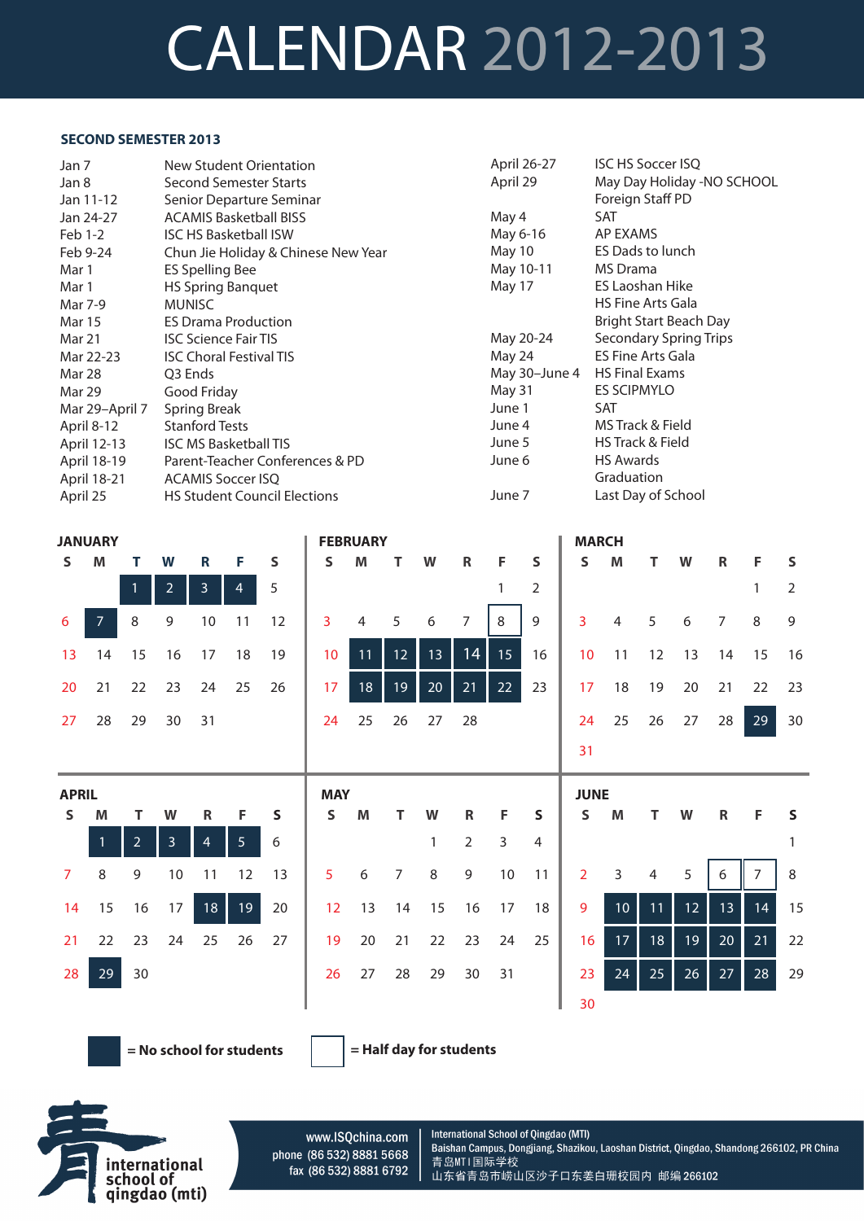# CALENDAR 2012-2013

## SECOND SEMESTER 2013

| | |
|---|---|
| Jan 7 | New Student Orientation |
| Jan 8 | Second Semester Starts |
| Jan 11-12 | Senior Departure Seminar |
| Jan 24-27 | ACAMIS Basketball BISS |
| Feb 1-2 | ISC HS Basketball ISW |
| Feb 9-24 | Chun Jie Holiday & Chinese New Year |
| Mar 1 | ES Spelling Bee |
| Mar 1 | HS Spring Banquet |
| Mar 7-9 | MUNISC |
| Mar 15 | ES Drama Production |
| Mar 21 | ISC Science Fair TIS |
| Mar 22-23 | ISC Choral Festival TIS |
| Mar 28 | Q3 Ends |
| Mar 29 | Good Friday |
| Mar 29–April 7 | Spring Break |
| April 8-12 | Stanford Tests |
| April 12-13 | ISC MS Basketball TIS |
| April 18-19 | Parent-Teacher Conferences & PD |
| April 18-21 | ACAMIS Soccer ISQ |
| April 25 | HS Student Council Elections |
| April 26-27 | ISC HS Soccer ISQ |
| April 29 | May Day Holiday -NO SCHOOL<br>Foreign Staff PD |
| May 4 | SAT |
| May 6-16 | AP EXAMS |
| May 10 | ES Dads to lunch |
| May 10-11 | MS Drama |
| May 17 | ES Laoshan Hike<br>HS Fine Arts Gala<br>Bright Start Beach Day |
| May 20-24 | Secondary Spring Trips |
| May 24 | ES Fine Arts Gala |
| May 30–June 4 | HS Final Exams |
| May 31 | ES SCIPMYLO |
| June 1 | SAT |
| June 4 | MS Track & Field |
| June 5 | HS Track & Field |
| June 6 | HS Awards<br>Graduation |
| June 7 | Last Day of School |

### JANUARY

| S | M | T | W | R | F | S |
|---|---|---|---|---|---|---|
| | | 1 | 2 | 3 | 4 | 5 |
| 6 | 7 | 8 | 9 | 10 | 11 | 12 |
| 13 | 14 | 15 | 16 | 17 | 18 | 19 |
| 20 | 21 | 22 | 23 | 24 | 25 | 26 |
| 27 | 28 | 29 | 30 | 31 | | |

### FEBRUARY

| S | M | T | W | R | F | S |
|---|---|---|---|---|---|---|
| | | | | | 1 | 2 |
| 3 | 4 | 5 | 6 | 7 | 8 | 9 |
| 10 | 11 | 12 | 13 | 14 | 15 | 16 |
| 17 | 18 | 19 | 20 | 21 | 22 | 23 |
| 24 | 25 | 26 | 27 | 28 | | |

### MARCH

| S | M | T | W | R | F | S |
|---|---|---|---|---|---|---|
| | | | | | 1 | 2 |
| 3 | 4 | 5 | 6 | 7 | 8 | 9 |
| 10 | 11 | 12 | 13 | 14 | 15 | 16 |
| 17 | 18 | 19 | 20 | 21 | 22 | 23 |
| 24 | 25 | 26 | 27 | 28 | 29 | 30 |
| 31 | | | | | | |

### APRIL

| S | M | T | W | R | F | S |
|---|---|---|---|---|---|---|
| | 1 | 2 | 3 | 4 | 5 | 6 |
| 7 | 8 | 9 | 10 | 11 | 12 | 13 |
| 14 | 15 | 16 | 17 | 18 | 19 | 20 |
| 21 | 22 | 23 | 24 | 25 | 26 | 27 |
| 28 | 29 | 30 | | | | |

### MAY

| S | M | T | W | R | F | S |
|---|---|---|---|---|---|---|
| | | | 1 | 2 | 3 | 4 |
| 5 | 6 | 7 | 8 | 9 | 10 | 11 |
| 12 | 13 | 14 | 15 | 16 | 17 | 18 |
| 19 | 20 | 21 | 22 | 23 | 24 | 25 |
| 26 | 27 | 28 | 29 | 30 | 31 | |

### JUNE

| S | M | T | W | R | F | S |
|---|---|---|---|---|---|---|
| | | | | | | 1 |
| 2 | 3 | 4 | 5 | 6 | 7 | 8 |
| 9 | 10 | 11 | 12 | 13 | 14 | 15 |
| 16 | 17 | 18 | 19 | 20 | 21 | 22 |
| 23 | 24 | 25 | 26 | 27 | 28 | 29 |
| 30 | | | | | | |

= No school for students

= Half day for students

international school of qingdao (mti)

www.ISQchina.com
phone (86 532) 8881 5668
fax (86 532) 8881 6792

International School of Qingdao (MTI)
Baishan Campus, Dongjiang, Shazikou, Laoshan District, Qingdao, Shandong 266102, PR China
青岛MTI国际学校
山东省青岛市崂山区沙子口东姜白珊校园内 邮编 266102